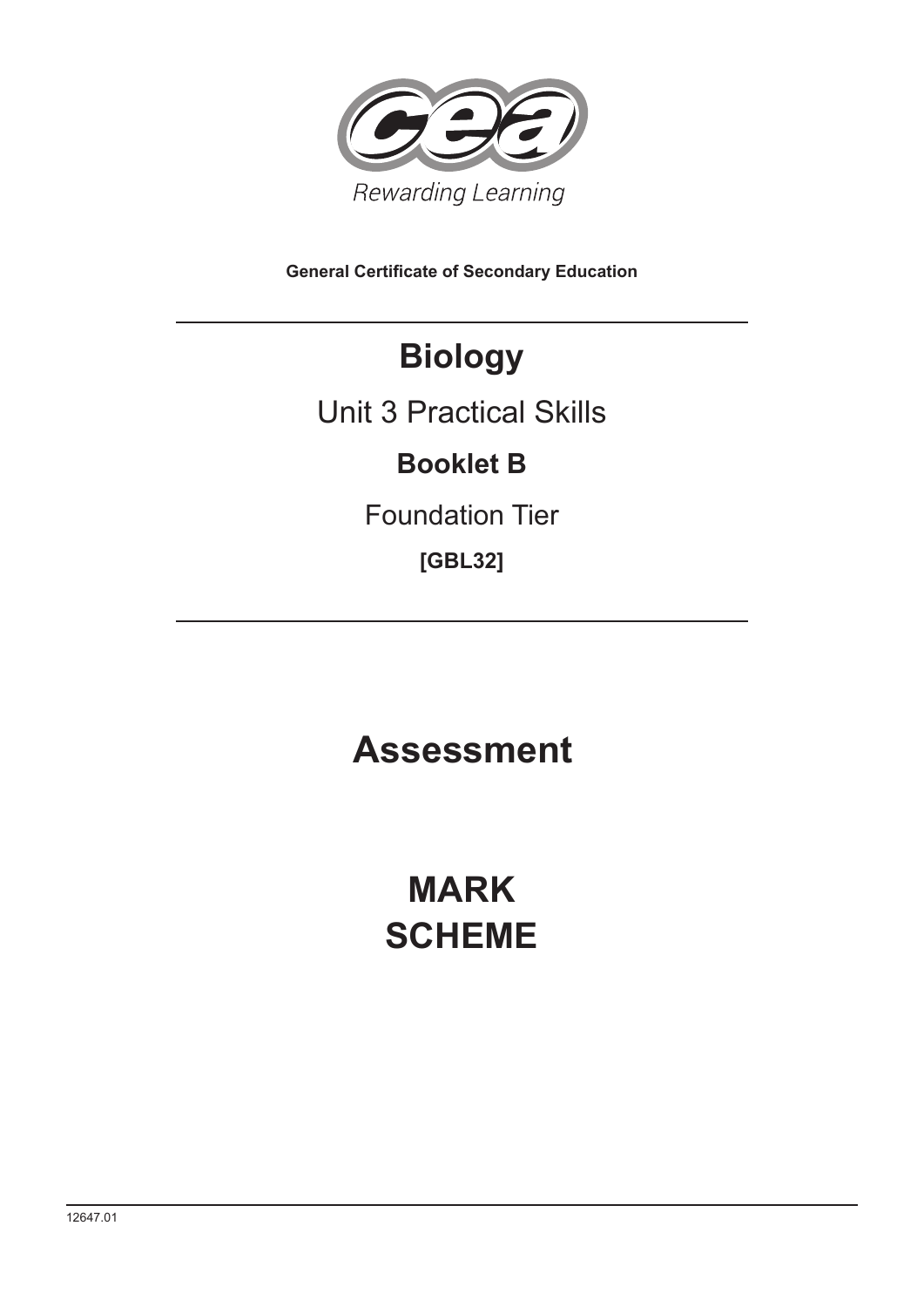Rewarding Learning

General Certificate of Secondary Education

# Biology

Unit 3 Practical Skills

**Booklet B**

Foundation Tier

**[GBL32]**

# Assessment

# MARK SCHEME

12647.01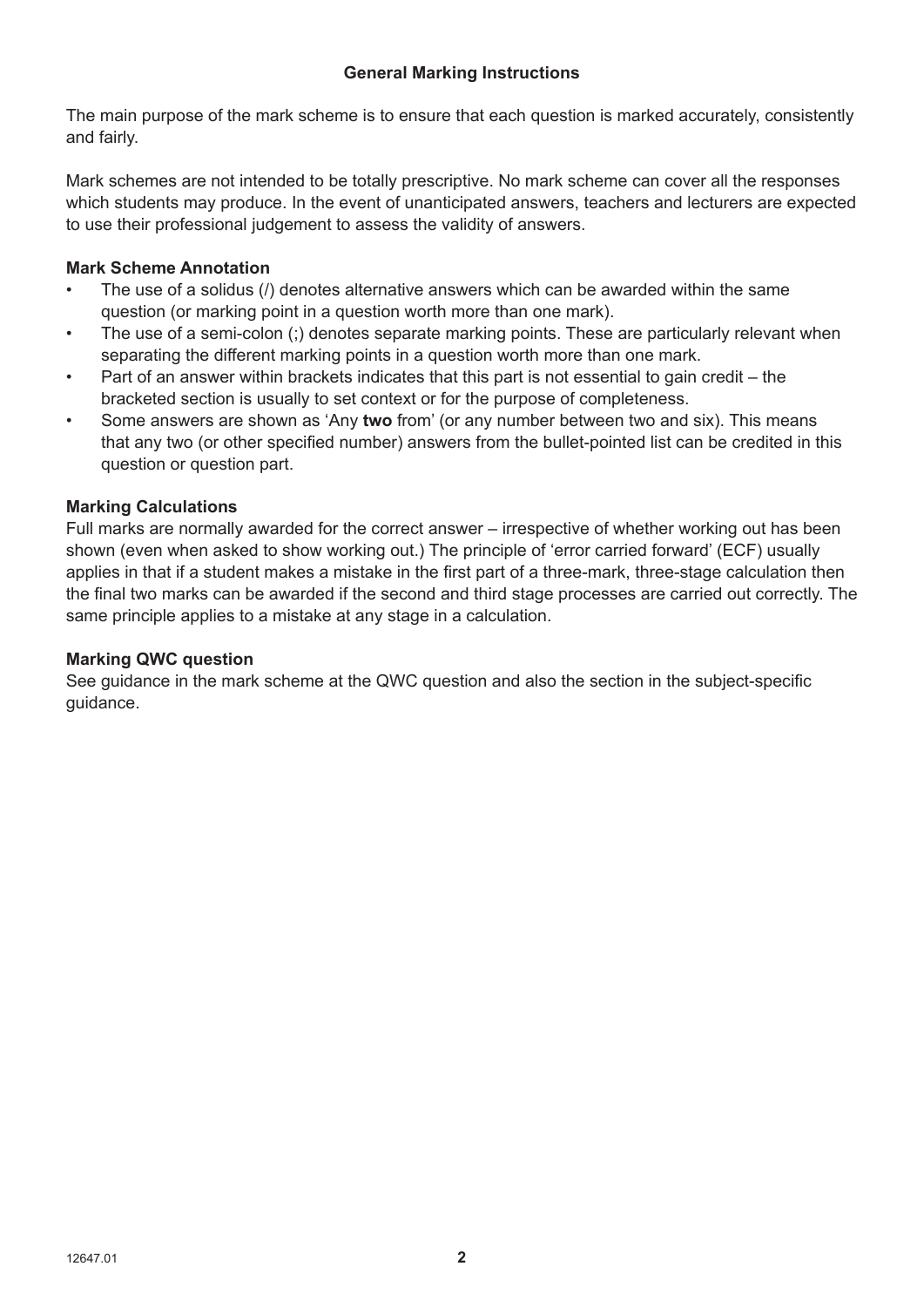## General Marking Instructions

The main purpose of the mark scheme is to ensure that each question is marked accurately, consistently and fairly.

Mark schemes are not intended to be totally prescriptive. No mark scheme can cover all the responses which students may produce. In the event of unanticipated answers, teachers and lecturers are expected to use their professional judgement to assess the validity of answers.

### Mark Scheme Annotation

- The use of a solidus (/) denotes alternative answers which can be awarded within the same question (or marking point in a question worth more than one mark).
- The use of a semi-colon (;) denotes separate marking points. These are particularly relevant when separating the different marking points in a question worth more than one mark.
- Part of an answer within brackets indicates that this part is not essential to gain credit – the bracketed section is usually to set context or for the purpose of completeness.
- Some answers are shown as 'Any **two** from' (or any number between two and six). This means that any two (or other specified number) answers from the bullet-pointed list can be credited in this question or question part.

### Marking Calculations

Full marks are normally awarded for the correct answer – irrespective of whether working out has been shown (even when asked to show working out.) The principle of 'error carried forward' (ECF) usually applies in that if a student makes a mistake in the first part of a three-mark, three-stage calculation then the final two marks can be awarded if the second and third stage processes are carried out correctly. The same principle applies to a mistake at any stage in a calculation.

### Marking QWC question

See guidance in the mark scheme at the QWC question and also the section in the subject-specific guidance.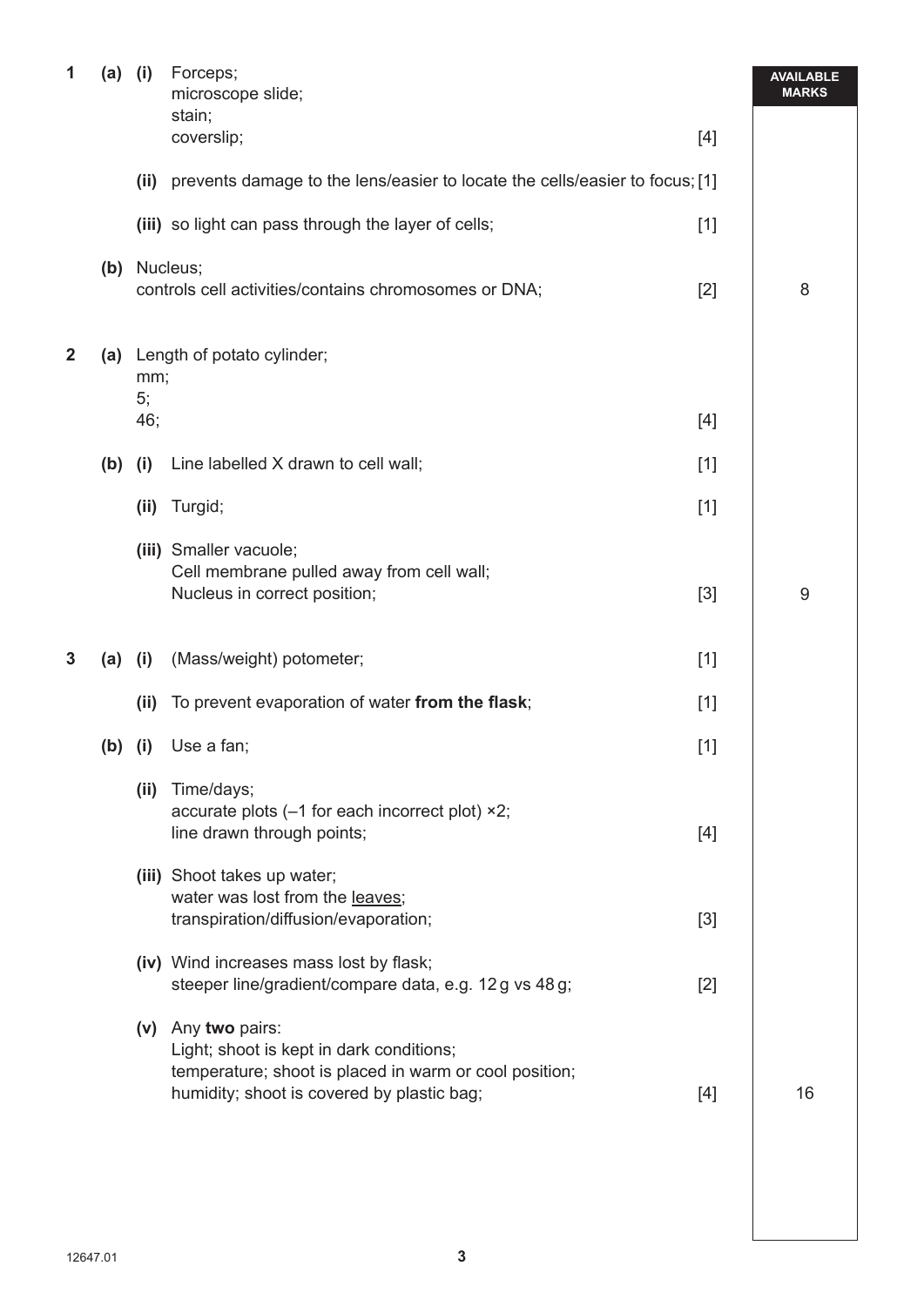| | | | | | AVAILABLE MARKS |
|---|---|---|---|---|---|
| 1 | (a) | (i) | Forceps;<br>microscope slide;<br>stain;<br>coverslip; | [4] | |
| | | (ii) | prevents damage to the lens/easier to locate the cells/easier to focus; | [1] | |
| | | (iii) | so light can pass through the layer of cells; | [1] | |
| | (b) | | Nucleus;<br>controls cell activities/contains chromosomes or DNA; | [2] | 8 |
| 2 | (a) | | Length of potato cylinder;<br>mm;<br>5;<br>46; | [4] | |
| | (b) | (i) | Line labelled X drawn to cell wall; | [1] | |
| | | (ii) | Turgid; | [1] | |
| | | (iii) | Smaller vacuole;<br>Cell membrane pulled away from cell wall;<br>Nucleus in correct position; | [3] | 9 |
| 3 | (a) | (i) | (Mass/weight) potometer; | [1] | |
| | | (ii) | To prevent evaporation of water **from the flask**; | [1] | |
| | (b) | (i) | Use a fan; | [1] | |
| | | (ii) | Time/days;<br>accurate plots (–1 for each incorrect plot) ×2;<br>line drawn through points; | [4] | |
| | | (iii) | Shoot takes up water;<br>water was lost from the leaves;<br>transpiration/diffusion/evaporation; | [3] | |
| | | (iv) | Wind increases mass lost by flask;<br>steeper line/gradient/compare data, e.g. 12 g vs 48 g; | [2] | |
| | | (v) | Any **two** pairs:<br>Light; shoot is kept in dark conditions;<br>temperature; shoot is placed in warm or cool position;<br>humidity; shoot is covered by plastic bag; | [4] | 16 |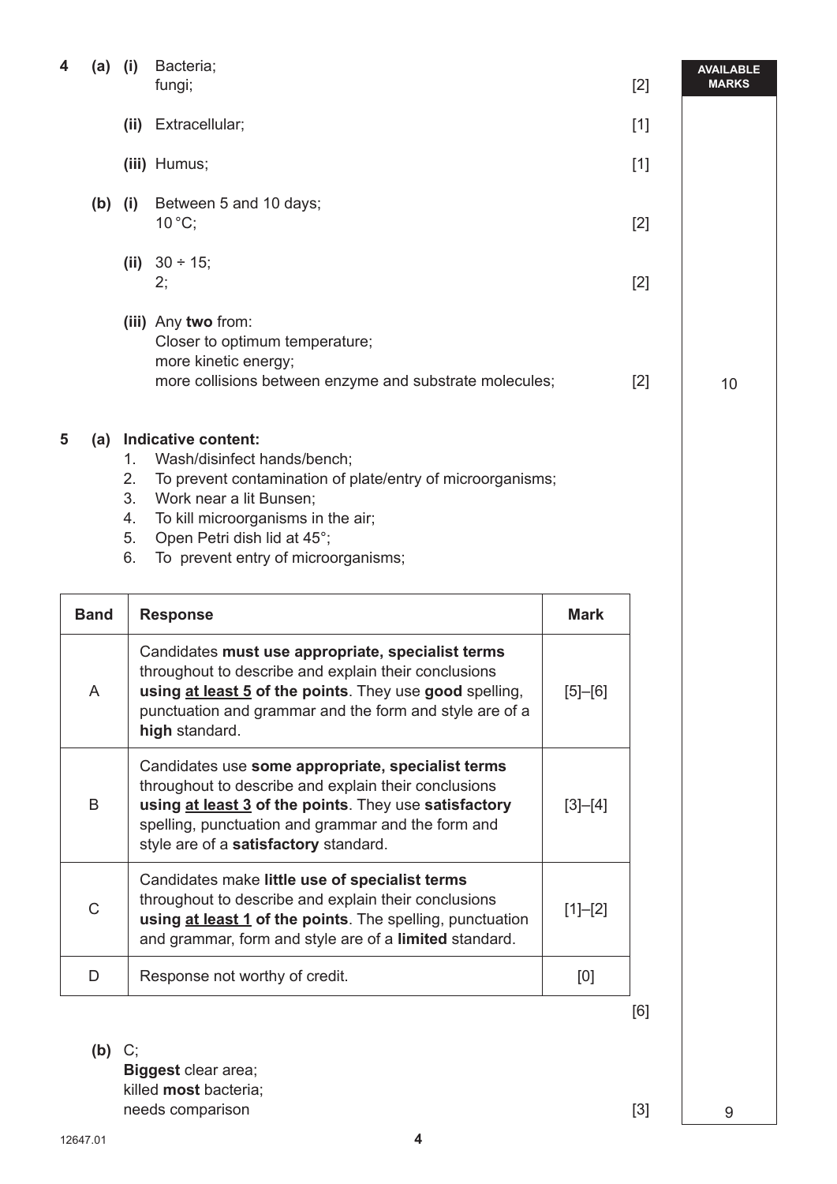**AVAILABLE MARKS**

**4 (a) (i)** Bacteria;
fungi; [2]

**(ii)** Extracellular; [1]

**(iii)** Humus; [1]

**(b) (i)** Between 5 and 10 days;
10 °C; [2]

**(ii)** $30 \div 15$;
2; [2]

**(iii)** Any **two** from:
Closer to optimum temperature;
more kinetic energy;
more collisions between enzyme and substrate molecules; [2]

10

**5 (a) Indicative content:**

1. Wash/disinfect hands/bench;
2. To prevent contamination of plate/entry of microorganisms;
3. Work near a lit Bunsen;
4. To kill microorganisms in the air;
5. Open Petri dish lid at 45°;
6. To prevent entry of microorganisms;

| Band | Response | Mark |
|---|---|---|
| A | Candidates **must use appropriate, specialist terms** throughout to describe and explain their conclusions **using at least 5 of the points**. They use **good** spelling, punctuation and grammar and the form and style are of a **high** standard. | [5]–[6] |
| B | Candidates use **some appropriate, specialist terms** throughout to describe and explain their conclusions **using at least 3 of the points**. They use **satisfactory** spelling, punctuation and grammar and the form and style are of a **satisfactory** standard. | [3]–[4] |
| C | Candidates make **little use of specialist terms** throughout to describe and explain their conclusions **using at least 1 of the points**. The spelling, punctuation and grammar, form and style are of a **limited** standard. | [1]–[2] |
| D | Response not worthy of credit. | [0] |

[6]

**(b)** C;
**Biggest** clear area;
killed **most** bacteria;
needs comparison [3]

9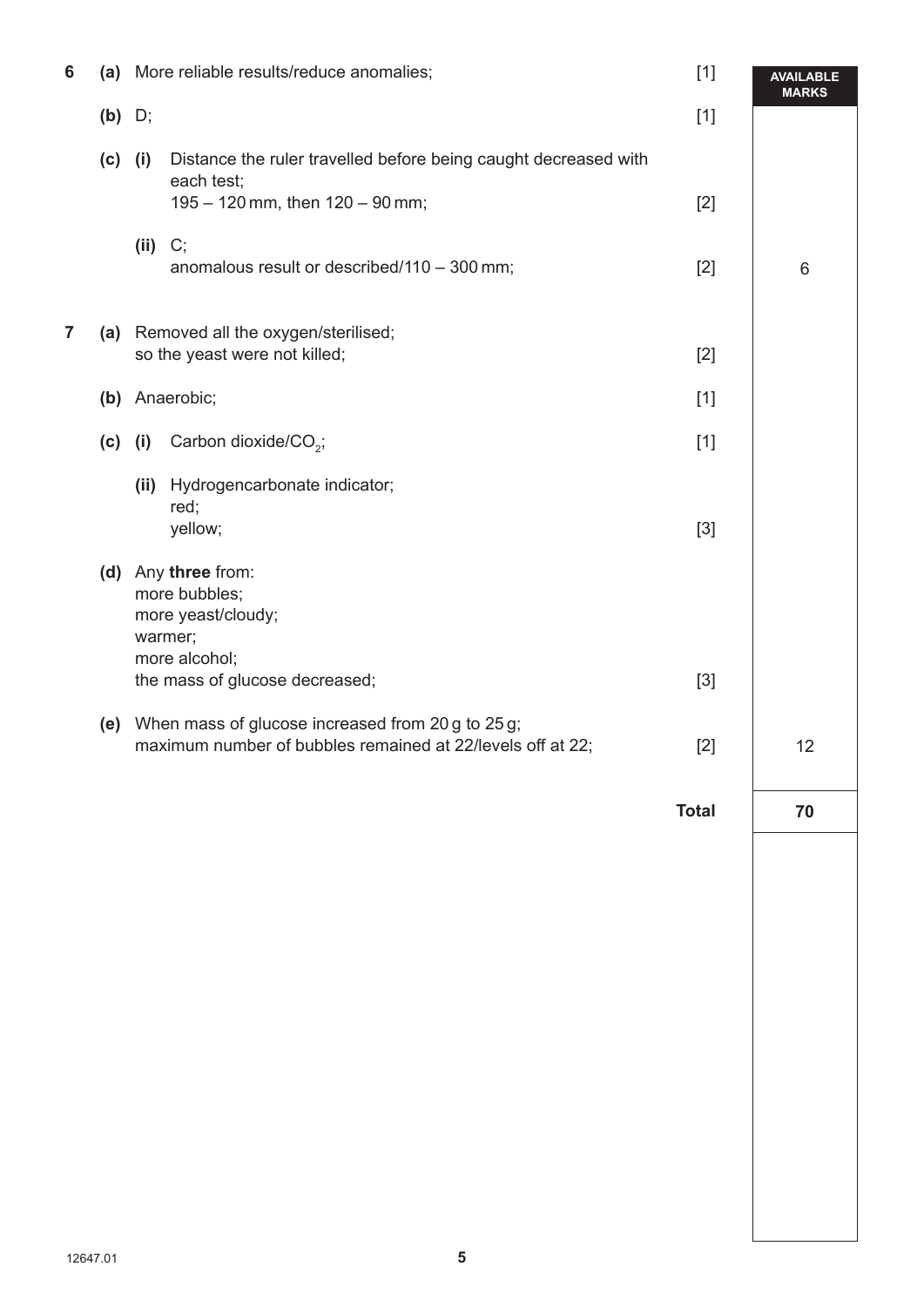| | | | | | AVAILABLE MARKS |
|---|---|---|---|---|---|
| 6 | (a) | | More reliable results/reduce anomalies; | [1] | |
| | (b) | | D; | [1] | |
| | (c) | (i) | Distance the ruler travelled before being caught decreased with each test;<br>195 – 120 mm, then 120 – 90 mm; | [2] | |
| | | (ii) | C;<br>anomalous result or described/110 – 300 mm; | [2] | 6 |
| 7 | (a) | | Removed all the oxygen/sterilised;<br>so the yeast were not killed; | [2] | |
| | (b) | | Anaerobic; | [1] | |
| | (c) | (i) | Carbon dioxide/$CO_2$; | [1] | |
| | | (ii) | Hydrogencarbonate indicator;<br>red;<br>yellow; | [3] | |
| | (d) | | Any **three** from:<br>more bubbles;<br>more yeast/cloudy;<br>warmer;<br>more alcohol;<br>the mass of glucose decreased; | [3] | |
| | (e) | | When mass of glucose increased from 20 g to 25 g;<br>maximum number of bubbles remained at 22/levels off at 22; | [2] | 12 |
| | | | | **Total** | **70** |